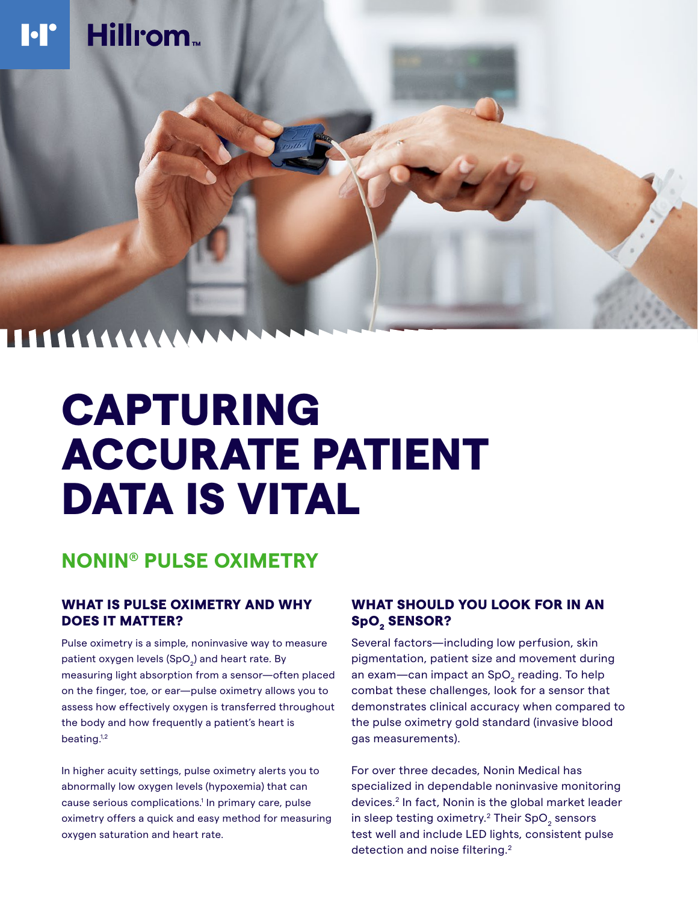# CAPTURING ACCURATE PATIENT DATA IS VITAL

## NONIN® PULSE OXIMETRY

### WHAT IS PULSE OXIMETRY AND WHY DOES IT MATTER?

Pulse oximetry is a simple, noninvasive way to measure patient oxygen levels ($SpO_2$) and heart rate. By measuring light absorption from a sensor—often placed on the finger, toe, or ear—pulse oximetry allows you to assess how effectively oxygen is transferred throughout the body and how frequently a patient's heart is beating.[1,2]

In higher acuity settings, pulse oximetry alerts you to abnormally low oxygen levels (hypoxemia) that can cause serious complications.[1] In primary care, pulse oximetry offers a quick and easy method for measuring oxygen saturation and heart rate.

### WHAT SHOULD YOU LOOK FOR IN AN $SpO_2$ SENSOR?

Several factors—including low perfusion, skin pigmentation, patient size and movement during an exam—can impact an $SpO_2$ reading. To help combat these challenges, look for a sensor that demonstrates clinical accuracy when compared to the pulse oximetry gold standard (invasive blood gas measurements).

For over three decades, Nonin Medical has specialized in dependable noninvasive monitoring devices.[2] In fact, Nonin is the global market leader in sleep testing oximetry.[2] Their $SpO_2$ sensors test well and include LED lights, consistent pulse detection and noise filtering.[2]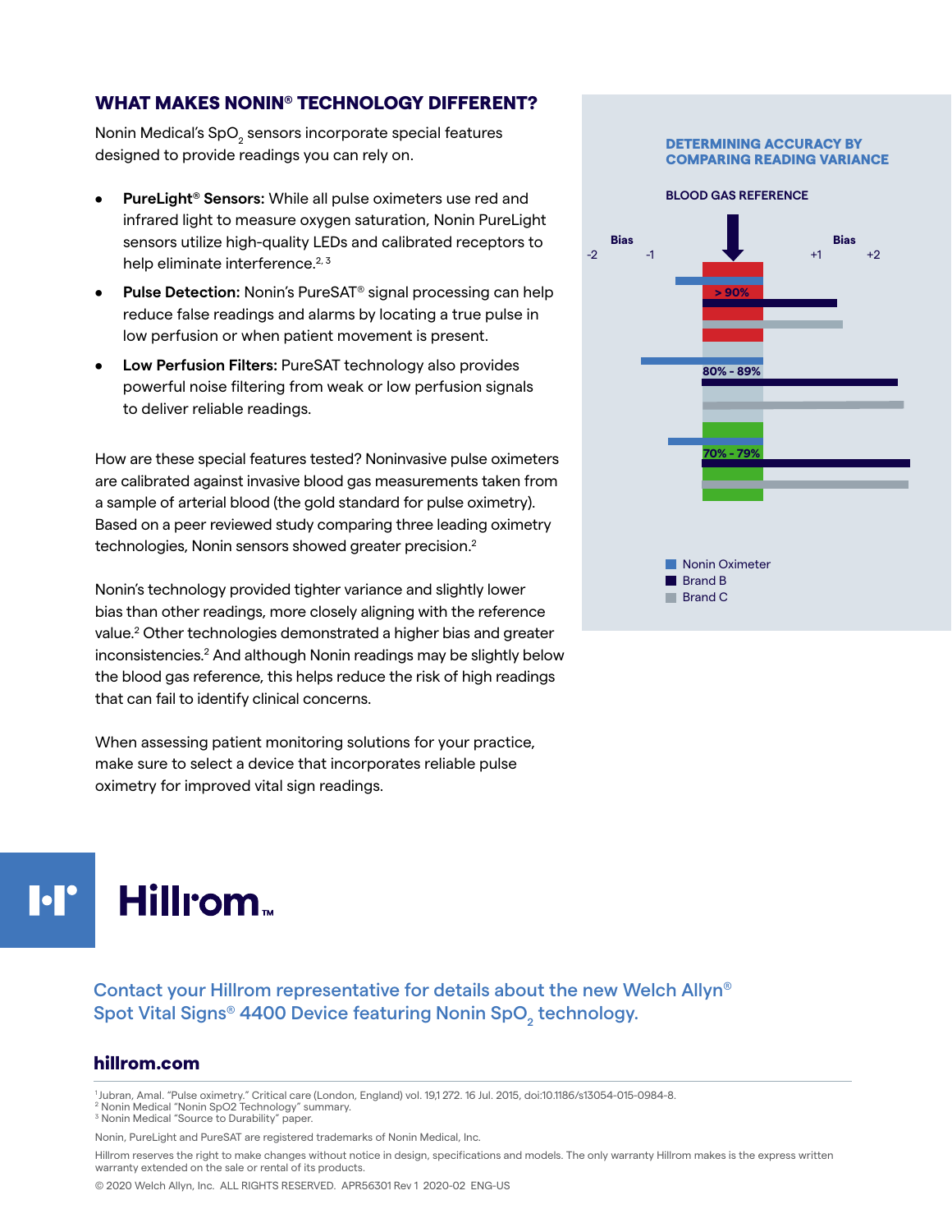## WHAT MAKES NONIN® TECHNOLOGY DIFFERENT?

Nonin Medical's $SpO_2$ sensors incorporate special features designed to provide readings you can rely on.

- **PureLight® Sensors:** While all pulse oximeters use red and infrared light to measure oxygen saturation, Nonin PureLight sensors utilize high-quality LEDs and calibrated receptors to help eliminate interference.[2, 3]
- **Pulse Detection:** Nonin's PureSAT® signal processing can help reduce false readings and alarms by locating a true pulse in low perfusion or when patient movement is present.
- **Low Perfusion Filters:** PureSAT technology also provides powerful noise filtering from weak or low perfusion signals to deliver reliable readings.

How are these special features tested? Noninvasive pulse oximeters are calibrated against invasive blood gas measurements taken from a sample of arterial blood (the gold standard for pulse oximetry). Based on a peer reviewed study comparing three leading oximetry technologies, Nonin sensors showed greater precision.[2]

Nonin's technology provided tighter variance and slightly lower bias than other readings, more closely aligning with the reference value.[2] Other technologies demonstrated a higher bias and greater inconsistencies.[2] And although Nonin readings may be slightly below the blood gas reference, this helps reduce the risk of high readings that can fail to identify clinical concerns.

When assessing patient monitoring solutions for your practice, make sure to select a device that incorporates reliable pulse oximetry for improved vital sign readings.

**DETERMINING ACCURACY BY COMPARING READING VARIANCE**

BLOOD GAS REFERENCE

Bias -2 -1

Bias +1 +2

> 90%

80% - 89%

70% - 79%

Nonin Oximeter
Brand B
Brand C

Hillrom™

Contact your Hillrom representative for details about the new Welch Allyn® Spot Vital Signs® 4400 Device featuring Nonin $SpO_2$ technology.

**hillrom.com**

[1] Jubran, Amal. "Pulse oximetry." Critical care (London, England) vol. 19,1 272. 16 Jul. 2015, doi:10.1186/s13054-015-0984-8.
[2] Nonin Medical "Nonin SpO2 Technology" summary.
[3] Nonin Medical "Source to Durability" paper.

Nonin, PureLight and PureSAT are registered trademarks of Nonin Medical, Inc.

Hillrom reserves the right to make changes without notice in design, specifications and models. The only warranty Hillrom makes is the express written warranty extended on the sale or rental of its products.

© 2020 Welch Allyn, Inc. ALL RIGHTS RESERVED. APR56301 Rev 1 2020-02 ENG-US